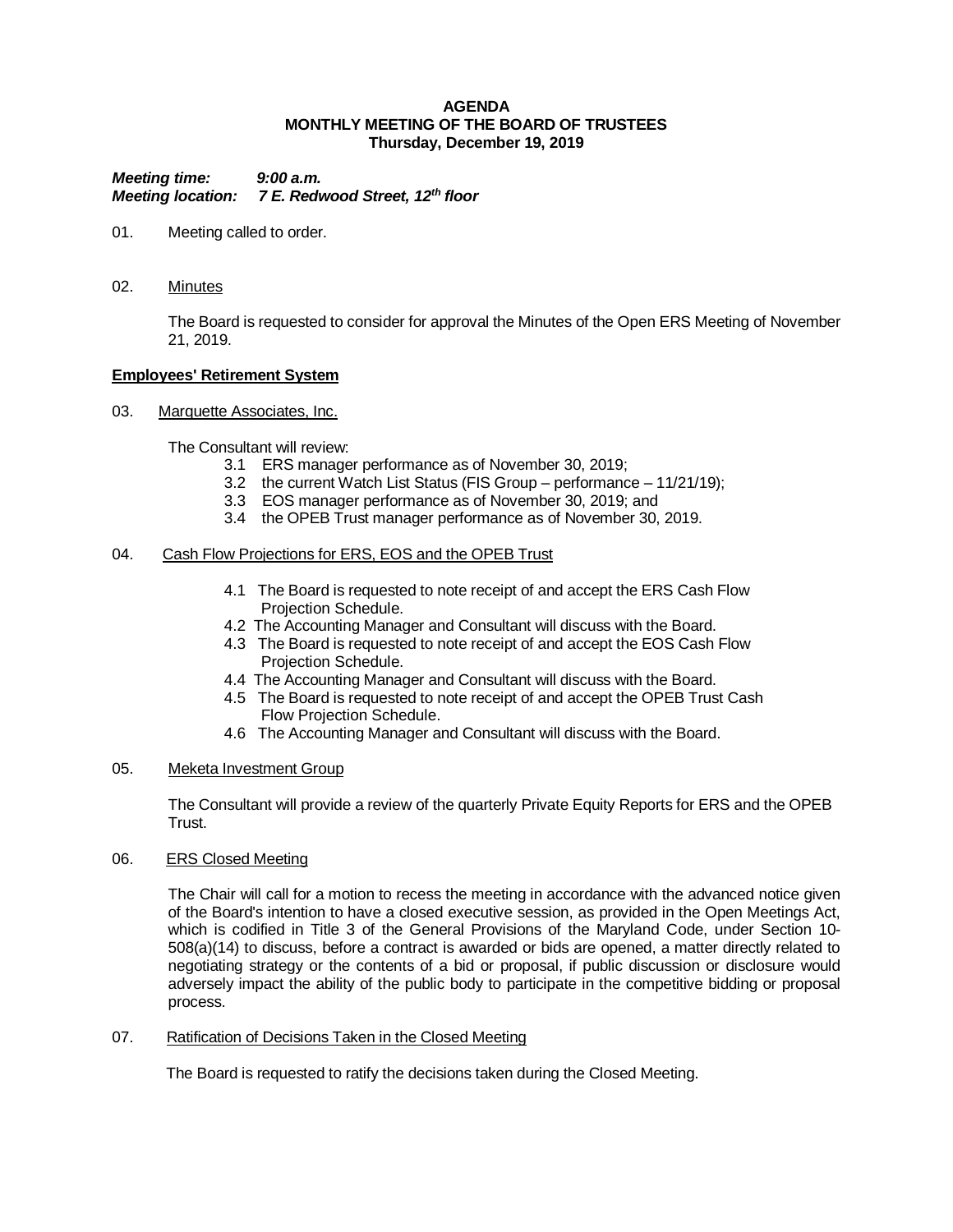**AGENDA**
**MONTHLY MEETING OF THE BOARD OF TRUSTEES**
**Thursday, December 19, 2019**

***Meeting time:*** ***9:00 a.m.***
***Meeting location:*** ***7 E. Redwood Street, 12th floor***

01. Meeting called to order.

02. Minutes

    The Board is requested to consider for approval the Minutes of the Open ERS Meeting of November 21, 2019.

**Employees' Retirement System**

03. Marquette Associates, Inc.

    The Consultant will review:
    - 3.1 ERS manager performance as of November 30, 2019;
    - 3.2 the current Watch List Status (FIS Group – performance – 11/21/19);
    - 3.3 EOS manager performance as of November 30, 2019; and
    - 3.4 the OPEB Trust manager performance as of November 30, 2019.

04. Cash Flow Projections for ERS, EOS and the OPEB Trust

    - 4.1 The Board is requested to note receipt of and accept the ERS Cash Flow Projection Schedule.
    - 4.2 The Accounting Manager and Consultant will discuss with the Board.
    - 4.3 The Board is requested to note receipt of and accept the EOS Cash Flow Projection Schedule.
    - 4.4 The Accounting Manager and Consultant will discuss with the Board.
    - 4.5 The Board is requested to note receipt of and accept the OPEB Trust Cash Flow Projection Schedule.
    - 4.6 The Accounting Manager and Consultant will discuss with the Board.

05. Meketa Investment Group

    The Consultant will provide a review of the quarterly Private Equity Reports for ERS and the OPEB Trust.

06. ERS Closed Meeting

    The Chair will call for a motion to recess the meeting in accordance with the advanced notice given of the Board's intention to have a closed executive session, as provided in the Open Meetings Act, which is codified in Title 3 of the General Provisions of the Maryland Code, under Section 10-508(a)(14) to discuss, before a contract is awarded or bids are opened, a matter directly related to negotiating strategy or the contents of a bid or proposal, if public discussion or disclosure would adversely impact the ability of the public body to participate in the competitive bidding or proposal process.

07. Ratification of Decisions Taken in the Closed Meeting

    The Board is requested to ratify the decisions taken during the Closed Meeting.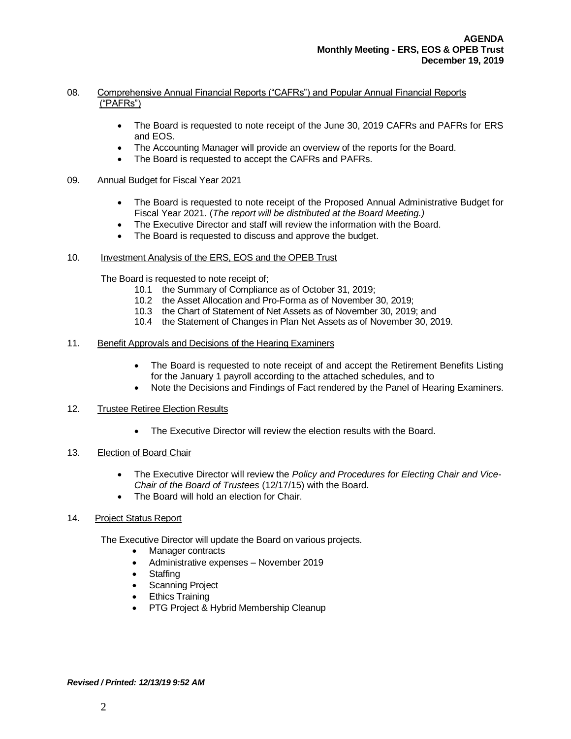**AGENDA**
**Monthly Meeting - ERS, EOS & OPEB Trust**
**December 19, 2019**

08. Comprehensive Annual Financial Reports ("CAFRs") and Popular Annual Financial Reports ("PAFRs")

- The Board is requested to note receipt of the June 30, 2019 CAFRs and PAFRs for ERS and EOS.
- The Accounting Manager will provide an overview of the reports for the Board.
- The Board is requested to accept the CAFRs and PAFRs.

09. Annual Budget for Fiscal Year 2021

- The Board is requested to note receipt of the Proposed Annual Administrative Budget for Fiscal Year 2021. (*The report will be distributed at the Board Meeting.)*
- The Executive Director and staff will review the information with the Board.
- The Board is requested to discuss and approve the budget.

10. Investment Analysis of the ERS, EOS and the OPEB Trust

The Board is requested to note receipt of;

10.1 the Summary of Compliance as of October 31, 2019;
10.2 the Asset Allocation and Pro-Forma as of November 30, 2019;
10.3 the Chart of Statement of Net Assets as of November 30, 2019; and
10.4 the Statement of Changes in Plan Net Assets as of November 30, 2019.

11. Benefit Approvals and Decisions of the Hearing Examiners

- The Board is requested to note receipt of and accept the Retirement Benefits Listing for the January 1 payroll according to the attached schedules, and to
- Note the Decisions and Findings of Fact rendered by the Panel of Hearing Examiners.

12. Trustee Retiree Election Results

- The Executive Director will review the election results with the Board.

13. Election of Board Chair

- The Executive Director will review the *Policy and Procedures for Electing Chair and Vice-Chair of the Board of Trustees* (12/17/15) with the Board.
- The Board will hold an election for Chair.

14. Project Status Report

The Executive Director will update the Board on various projects.

- Manager contracts
- Administrative expenses – November 2019
- Staffing
- Scanning Project
- Ethics Training
- PTG Project & Hybrid Membership Cleanup

***Revised / Printed: 12/13/19 9:52 AM***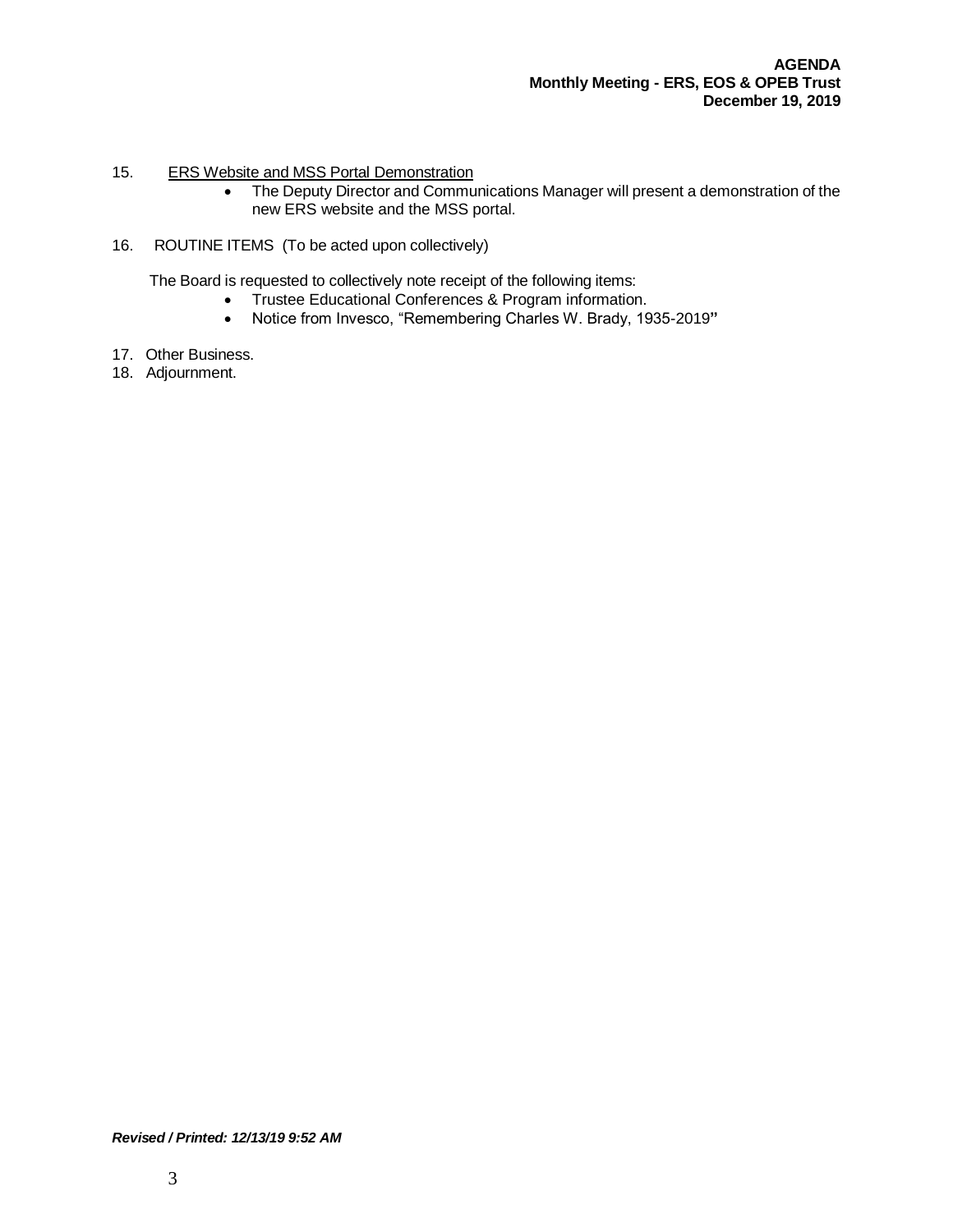15. ERS Website and MSS Portal Demonstration
    - The Deputy Director and Communications Manager will present a demonstration of the new ERS website and the MSS portal.

16. ROUTINE ITEMS (To be acted upon collectively)

    The Board is requested to collectively note receipt of the following items:
    - Trustee Educational Conferences & Program information.
    - Notice from Invesco, "Remembering Charles W. Brady, 1935-2019"

17. Other Business.
18. Adjournment.

***Revised / Printed: 12/13/19 9:52 AM***